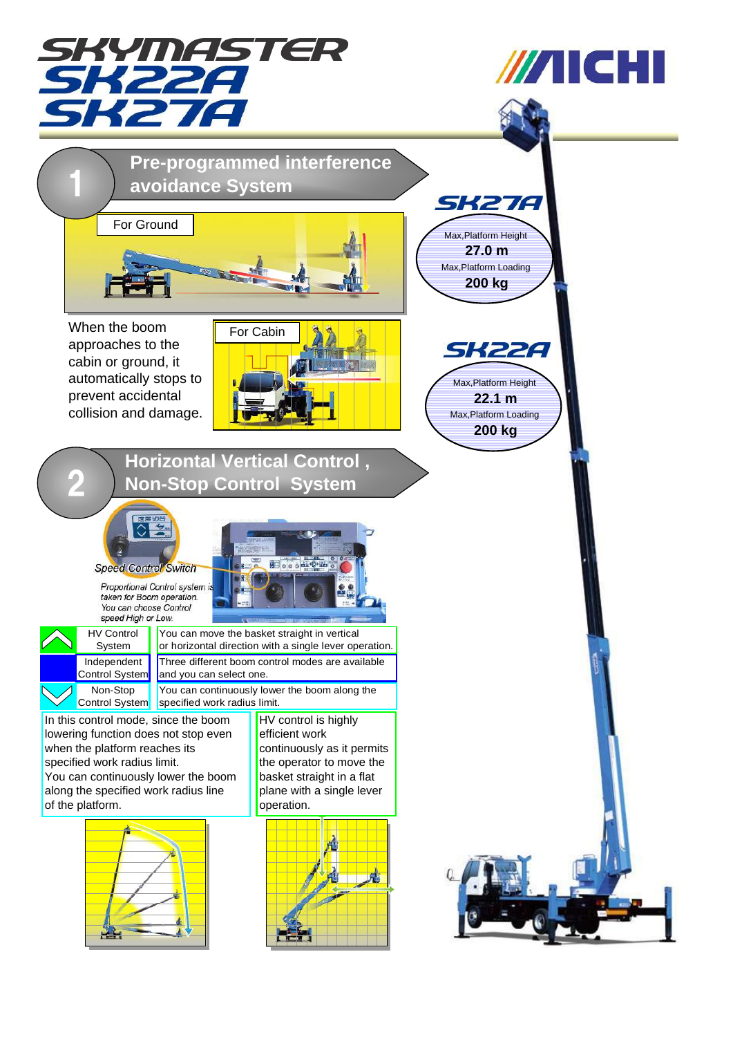# SKYMASTER SK22A SK27A

AICHI

## 1 Pre-programmed interference avoidance System

For Ground

When the boom approaches to the cabin or ground, it automatically stops to prevent accidental collision and damage.

For Cabin

### SK27A

Max,Platform Height
**27.0 m**
Max,Platform Loading
**200 kg**

### SK22A

Max,Platform Height
**22.1 m**
Max,Platform Loading
**200 kg**

## 2 Horizontal Vertical Control , Non-Stop Control System

*Speed Control Switch*

*Proportional Control system is taken for Boom operation. You can choose Control speed High or Low.*

| | |
|---|---|
| HV Control System | You can move the basket straight in vertical or horizontal direction with a single lever operation. |
| Independent Control System | Three different boom control modes are available and you can select one. |
| Non-Stop Control System | You can continuously lower the boom along the specified work radius limit. |

In this control mode, since the boom lowering function does not stop even when the platform reaches its specified work radius limit. You can continuously lower the boom along the specified work radius line of the platform.

HV control is highly efficient work continuously as it permits the operator to move the basket straight in a flat plane with a single lever operation.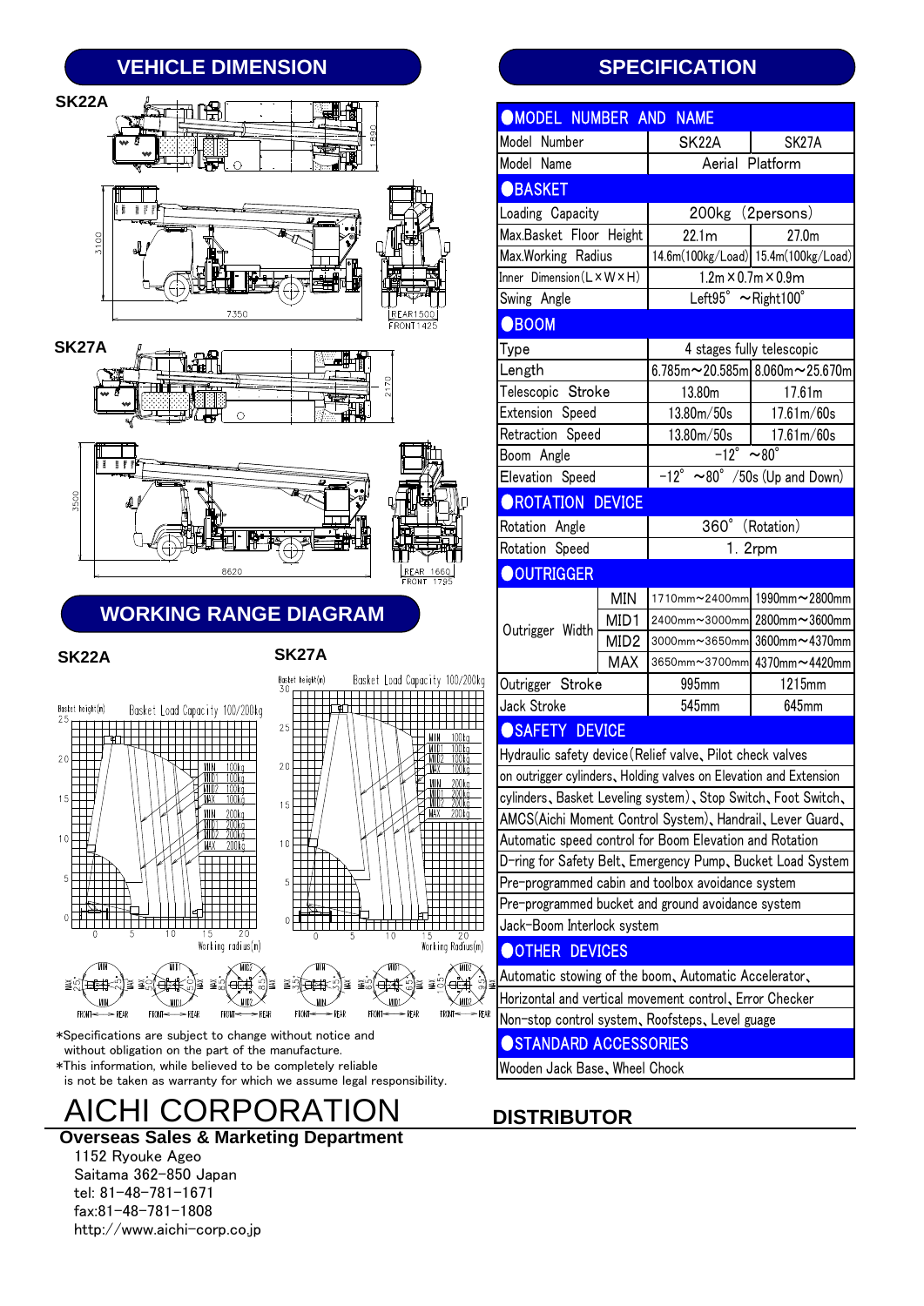## VEHICLE DIMENSION

**SK22A**

1890

3100

7350

REAR1500
FRONT1425

**SK27A**

2170

3500

8620

REAR 1660
FRONT 1795

## WORKING RANGE DIAGRAM

**SK22A**

Basket height(m)

Basket Load Capacity 100/200kg

25
20
15
10
5
0

0 5 10 15 20

Working radius(m)

MIN 100kg
MID1 100kg
MID2 100kg
MAX 100kg
MIN 200kg
MID1 200kg
MID2 200kg
MAX 200kg

**SK27A**

Basket height(m)

Basket Load Capacity 100/200kg

30
25
20
15
10
5
0

0 5 10 15 20

Working Radius(m)

MIN 100kg
MID1 100kg
MID2 100kg
MAX 100kg
MIN 200kg
MID1 200kg
MID2 200kg
MAX 200kg

MIN MID1 MID2 MAX

FRONT REAR

*Specifications are subject to change without notice and without obligation on the part of the manufacture.
*This information, while believed to be completely reliable is not be taken as warranty for which we assume legal responsibility.

# AICHI CORPORATION

**Overseas Sales & Marketing Department**

1152 Ryouke Ageo
Saitama 362-850 Japan
tel: 81-48-781-1671
fax:81-48-781-1808
http://www.aichi-corp.co.jp

## SPECIFICATION

| | | | |
|---|---|---|---|
| **●MODEL NUMBER AND NAME** | | | |
| Model Number | | SK22A | SK27A |
| Model Name | | Aerial Platform | |
| **●BASKET** | | | |
| Loading Capacity | | 200kg (2persons) | |
| Max.Basket Floor Height | | 22.1m | 27.0m |
| Max.Working Radius | | 14.6m(100kg/Load) | 15.4m(100kg/Load) |
| Inner Dimension(L×W×H) | | 1.2m×0.7m×0.9m | |
| Swing Angle | | Left95° ~Right100° | |
| **●BOOM** | | | |
| Type | | 4 stages fully telescopic | |
| Length | | 6.785m~20.585m | 8.060m~25.670m |
| Telescopic Stroke | | 13.80m | 17.61m |
| Extension Speed | | 13.80m/50s | 17.61m/60s |
| Retraction Speed | | 13.80m/50s | 17.61m/60s |
| Boom Angle | | -12° ~80° | |
| Elevation Speed | | -12° ~80° /50s (Up and Down) | |
| **●ROTATION DEVICE** | | | |
| Rotation Angle | | 360° (Rotation) | |
| Rotation Speed | | 1. 2rpm | |
| **●OUTRIGGER** | | | |
| Outrigger Width | MIN | 1710mm~2400mm | 1990mm~2800mm |
| | MID1 | 2400mm~3000mm | 2800mm~3600mm |
| | MID2 | 3000mm~3650mm | 3600mm~4370mm |
| | MAX | 3650mm~3700mm | 4370mm~4420mm |
| Outrigger Stroke | | 995mm | 1215mm |
| Jack Stroke | | 545mm | 645mm |
| **●SAFETY DEVICE** | | | |
| Hydraulic safety device(Relief valve、Pilot check valves on outrigger cylinders、Holding valves on Elevation and Extension cylinders、Basket Leveling system)、Stop Switch、Foot Switch、AMCS(Aichi Moment Control System)、Handrail、Lever Guard、Automatic speed control for Boom Elevation and Rotation D-ring for Safety Belt、Emergency Pump、Bucket Load System Pre-programmed cabin and toolbox avoidance system Pre-programmed bucket and ground avoidance system Jack-Boom Interlock system | | | |
| **●OTHER DEVICES** | | | |
| Automatic stowing of the boom、Automatic Accelerator、Horizontal and vertical movement control、Error Checker Non-stop control system、Roofsteps、Level guage | | | |
| **●STANDARD ACCESSORIES** | | | |
| Wooden Jack Base、Wheel Chock | | | |

**DISTRIBUTOR**